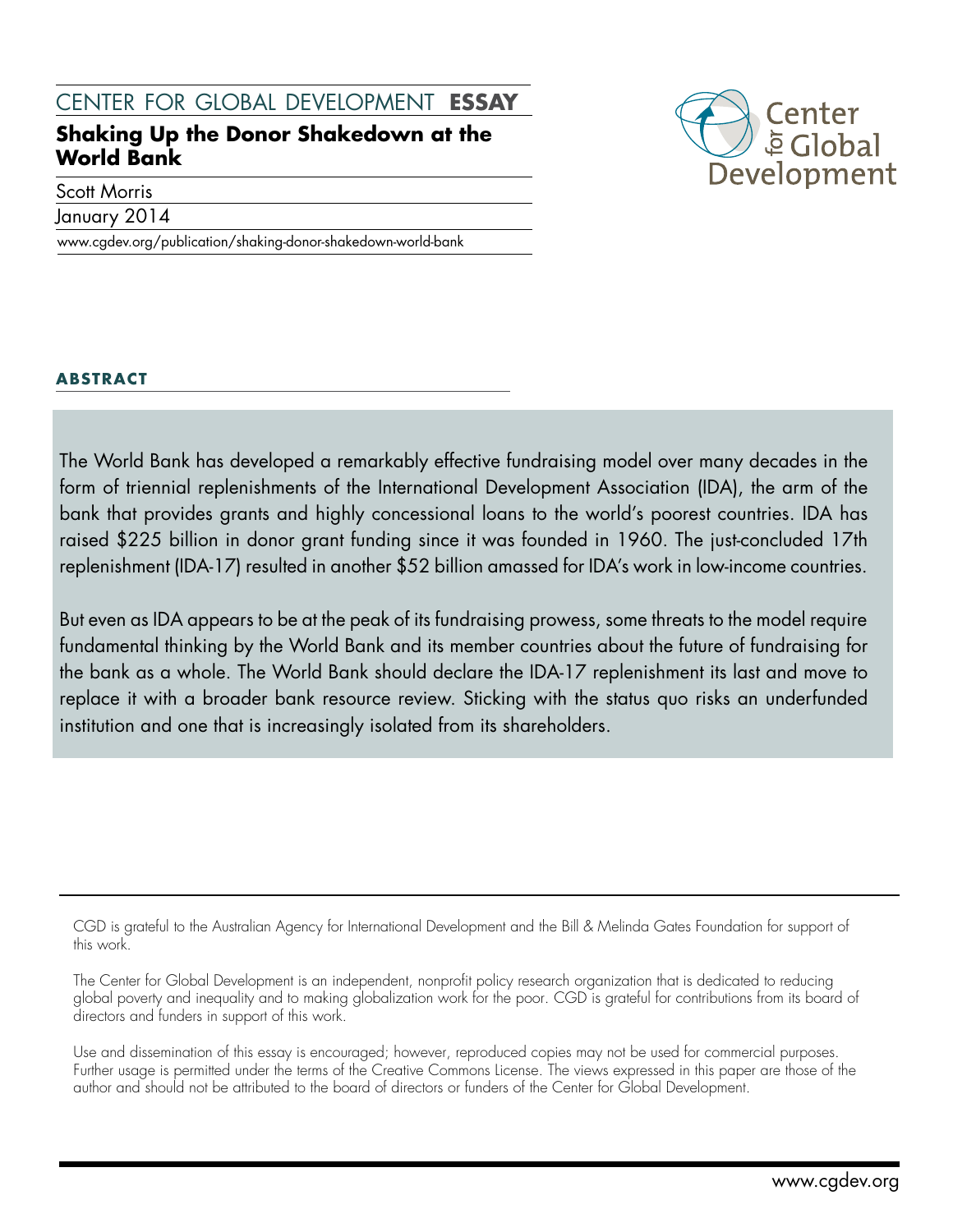CENTER FOR GLOBAL DEVELOPMENT **ESSAY**

# Shaking Up the Donor Shakedown at the World Bank

Scott Morris

January 2014

www.cgdev.org/publication/shaking-donor-shakedown-world-bank

## ABSTRACT

The World Bank has developed a remarkably effective fundraising model over many decades in the form of triennial replenishments of the International Development Association (IDA), the arm of the bank that provides grants and highly concessional loans to the world's poorest countries. IDA has raised $225 billion in donor grant funding since it was founded in 1960. The just-concluded 17th replenishment (IDA-17) resulted in another $52 billion amassed for IDA's work in low-income countries.

But even as IDA appears to be at the peak of its fundraising prowess, some threats to the model require fundamental thinking by the World Bank and its member countries about the future of fundraising for the bank as a whole. The World Bank should declare the IDA-17 replenishment its last and move to replace it with a broader bank resource review. Sticking with the status quo risks an underfunded institution and one that is increasingly isolated from its shareholders.

CGD is grateful to the Australian Agency for International Development and the Bill & Melinda Gates Foundation for support of this work.

The Center for Global Development is an independent, nonprofit policy research organization that is dedicated to reducing global poverty and inequality and to making globalization work for the poor. CGD is grateful for contributions from its board of directors and funders in support of this work.

Use and dissemination of this essay is encouraged; however, reproduced copies may not be used for commercial purposes. Further usage is permitted under the terms of the Creative Commons License. The views expressed in this paper are those of the author and should not be attributed to the board of directors or funders of the Center for Global Development.

www.cgdev.org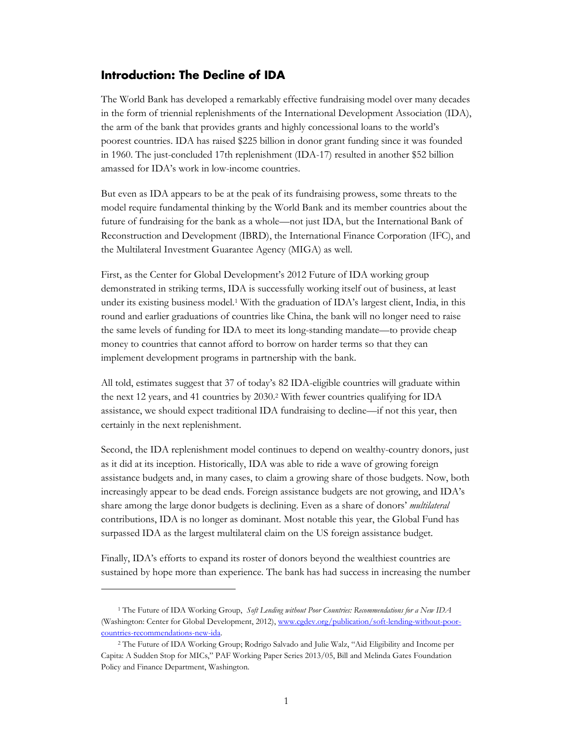## Introduction: The Decline of IDA

The World Bank has developed a remarkably effective fundraising model over many decades in the form of triennial replenishments of the International Development Association (IDA), the arm of the bank that provides grants and highly concessional loans to the world's poorest countries. IDA has raised $225 billion in donor grant funding since it was founded in 1960. The just-concluded 17th replenishment (IDA-17) resulted in another $52 billion amassed for IDA's work in low-income countries.

But even as IDA appears to be at the peak of its fundraising prowess, some threats to the model require fundamental thinking by the World Bank and its member countries about the future of fundraising for the bank as a whole—not just IDA, but the International Bank of Reconstruction and Development (IBRD), the International Finance Corporation (IFC), and the Multilateral Investment Guarantee Agency (MIGA) as well.

First, as the Center for Global Development's 2012 Future of IDA working group demonstrated in striking terms, IDA is successfully working itself out of business, at least under its existing business model.[1] With the graduation of IDA's largest client, India, in this round and earlier graduations of countries like China, the bank will no longer need to raise the same levels of funding for IDA to meet its long-standing mandate—to provide cheap money to countries that cannot afford to borrow on harder terms so that they can implement development programs in partnership with the bank.

All told, estimates suggest that 37 of today's 82 IDA-eligible countries will graduate within the next 12 years, and 41 countries by 2030.[2] With fewer countries qualifying for IDA assistance, we should expect traditional IDA fundraising to decline—if not this year, then certainly in the next replenishment.

Second, the IDA replenishment model continues to depend on wealthy-country donors, just as it did at its inception. Historically, IDA was able to ride a wave of growing foreign assistance budgets and, in many cases, to claim a growing share of those budgets. Now, both increasingly appear to be dead ends. Foreign assistance budgets are not growing, and IDA's share among the large donor budgets is declining. Even as a share of donors' *multilateral* contributions, IDA is no longer as dominant. Most notable this year, the Global Fund has surpassed IDA as the largest multilateral claim on the US foreign assistance budget.

Finally, IDA's efforts to expand its roster of donors beyond the wealthiest countries are sustained by hope more than experience. The bank has had success in increasing the number

---

[1] The Future of IDA Working Group, *Soft Lending without Poor Countries: Recommendations for a New IDA* (Washington: Center for Global Development, 2012), www.cgdev.org/publication/soft-lending-without-poor-countries-recommendations-new-ida.

[2] The Future of IDA Working Group; Rodrigo Salvado and Julie Walz, "Aid Eligibility and Income per Capita: A Sudden Stop for MICs," PAF Working Paper Series 2013/05, Bill and Melinda Gates Foundation Policy and Finance Department, Washington.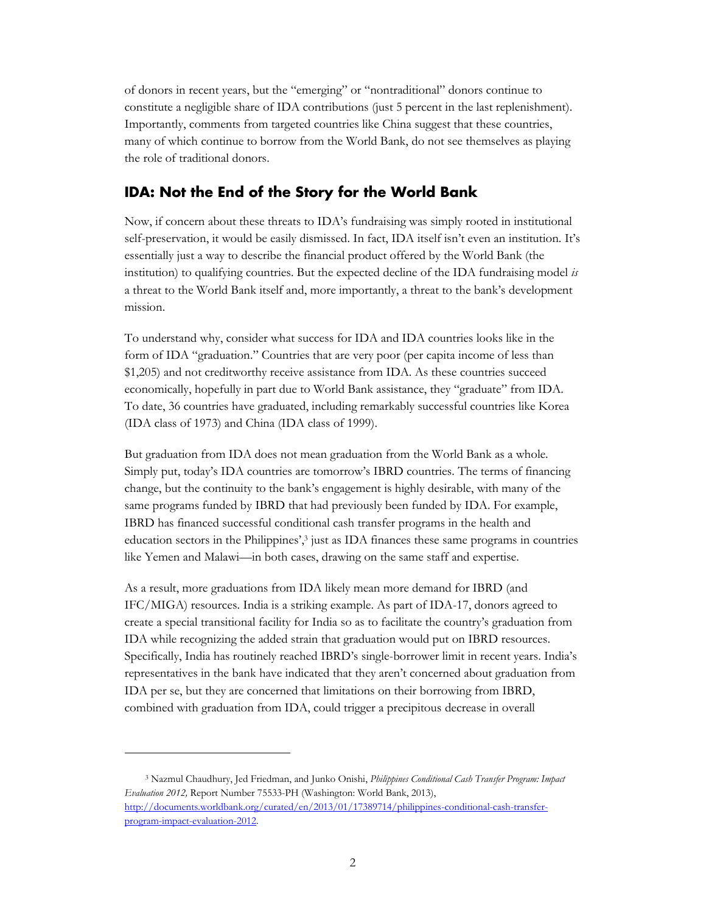of donors in recent years, but the "emerging" or "nontraditional" donors continue to constitute a negligible share of IDA contributions (just 5 percent in the last replenishment). Importantly, comments from targeted countries like China suggest that these countries, many of which continue to borrow from the World Bank, do not see themselves as playing the role of traditional donors.

## IDA: Not the End of the Story for the World Bank

Now, if concern about these threats to IDA's fundraising was simply rooted in institutional self-preservation, it would be easily dismissed. In fact, IDA itself isn't even an institution. It's essentially just a way to describe the financial product offered by the World Bank (the institution) to qualifying countries. But the expected decline of the IDA fundraising model *is* a threat to the World Bank itself and, more importantly, a threat to the bank's development mission.

To understand why, consider what success for IDA and IDA countries looks like in the form of IDA "graduation." Countries that are very poor (per capita income of less than $1,205) and not creditworthy receive assistance from IDA. As these countries succeed economically, hopefully in part due to World Bank assistance, they "graduate" from IDA. To date, 36 countries have graduated, including remarkably successful countries like Korea (IDA class of 1973) and China (IDA class of 1999).

But graduation from IDA does not mean graduation from the World Bank as a whole. Simply put, today's IDA countries are tomorrow's IBRD countries. The terms of financing change, but the continuity to the bank's engagement is highly desirable, with many of the same programs funded by IBRD that had previously been funded by IDA. For example, IBRD has financed successful conditional cash transfer programs in the health and education sectors in the Philippines',[3] just as IDA finances these same programs in countries like Yemen and Malawi—in both cases, drawing on the same staff and expertise.

As a result, more graduations from IDA likely mean more demand for IBRD (and IFC/MIGA) resources. India is a striking example. As part of IDA-17, donors agreed to create a special transitional facility for India so as to facilitate the country's graduation from IDA while recognizing the added strain that graduation would put on IBRD resources. Specifically, India has routinely reached IBRD's single-borrower limit in recent years. India's representatives in the bank have indicated that they aren't concerned about graduation from IDA per se, but they are concerned that limitations on their borrowing from IBRD, combined with graduation from IDA, could trigger a precipitous decrease in overall

---

[3] Nazmul Chaudhury, Jed Friedman, and Junko Onishi, *Philippines Conditional Cash Transfer Program: Impact Evaluation 2012,* Report Number 75533-PH (Washington: World Bank, 2013), http://documents.worldbank.org/curated/en/2013/01/17389714/philippines-conditional-cash-transfer-program-impact-evaluation-2012.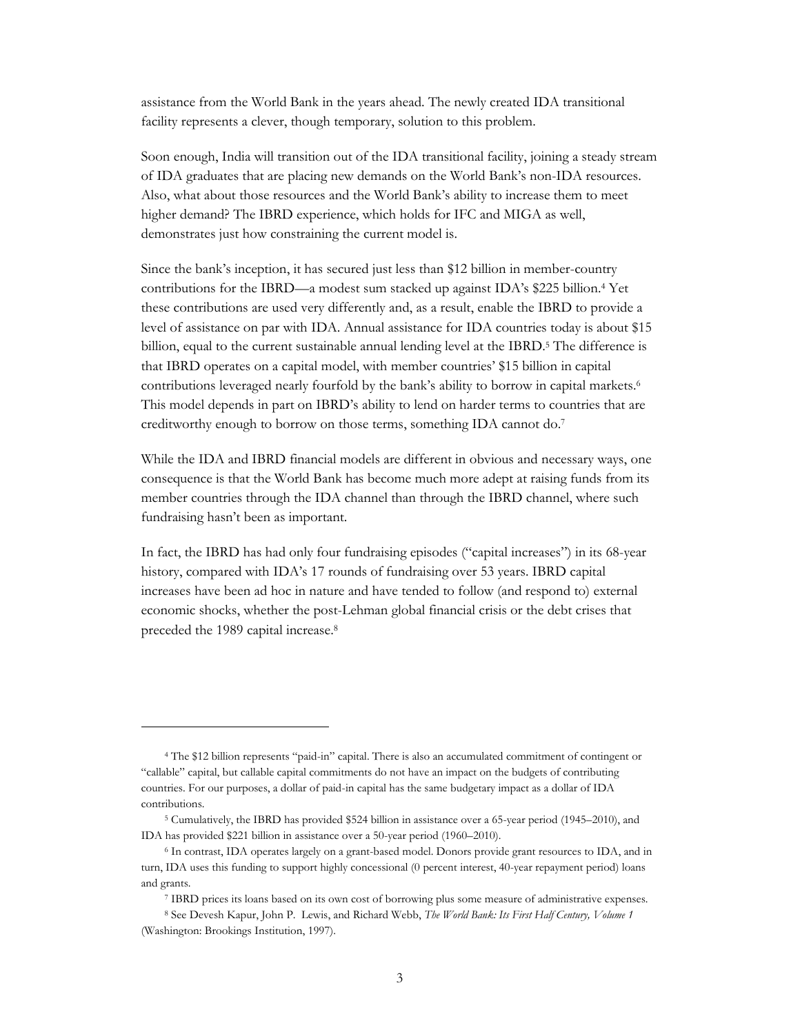assistance from the World Bank in the years ahead. The newly created IDA transitional facility represents a clever, though temporary, solution to this problem.

Soon enough, India will transition out of the IDA transitional facility, joining a steady stream of IDA graduates that are placing new demands on the World Bank's non-IDA resources. Also, what about those resources and the World Bank's ability to increase them to meet higher demand? The IBRD experience, which holds for IFC and MIGA as well, demonstrates just how constraining the current model is.

Since the bank's inception, it has secured just less than $12 billion in member-country contributions for the IBRD—a modest sum stacked up against IDA's $225 billion.[4] Yet these contributions are used very differently and, as a result, enable the IBRD to provide a level of assistance on par with IDA. Annual assistance for IDA countries today is about $15 billion, equal to the current sustainable annual lending level at the IBRD.[5] The difference is that IBRD operates on a capital model, with member countries' $15 billion in capital contributions leveraged nearly fourfold by the bank's ability to borrow in capital markets.[6] This model depends in part on IBRD's ability to lend on harder terms to countries that are creditworthy enough to borrow on those terms, something IDA cannot do.[7]

While the IDA and IBRD financial models are different in obvious and necessary ways, one consequence is that the World Bank has become much more adept at raising funds from its member countries through the IDA channel than through the IBRD channel, where such fundraising hasn't been as important.

In fact, the IBRD has had only four fundraising episodes ("capital increases") in its 68-year history, compared with IDA's 17 rounds of fundraising over 53 years. IBRD capital increases have been ad hoc in nature and have tended to follow (and respond to) external economic shocks, whether the post-Lehman global financial crisis or the debt crises that preceded the 1989 capital increase.[8]

---

[4] The $12 billion represents "paid-in" capital. There is also an accumulated commitment of contingent or "callable" capital, but callable capital commitments do not have an impact on the budgets of contributing countries. For our purposes, a dollar of paid-in capital has the same budgetary impact as a dollar of IDA contributions.

[5] Cumulatively, the IBRD has provided $524 billion in assistance over a 65-year period (1945–2010), and IDA has provided $221 billion in assistance over a 50-year period (1960–2010).

[6] In contrast, IDA operates largely on a grant-based model. Donors provide grant resources to IDA, and in turn, IDA uses this funding to support highly concessional (0 percent interest, 40-year repayment period) loans and grants.

[7] IBRD prices its loans based on its own cost of borrowing plus some measure of administrative expenses.

[8] See Devesh Kapur, John P. Lewis, and Richard Webb, *The World Bank: Its First Half Century, Volume 1* (Washington: Brookings Institution, 1997).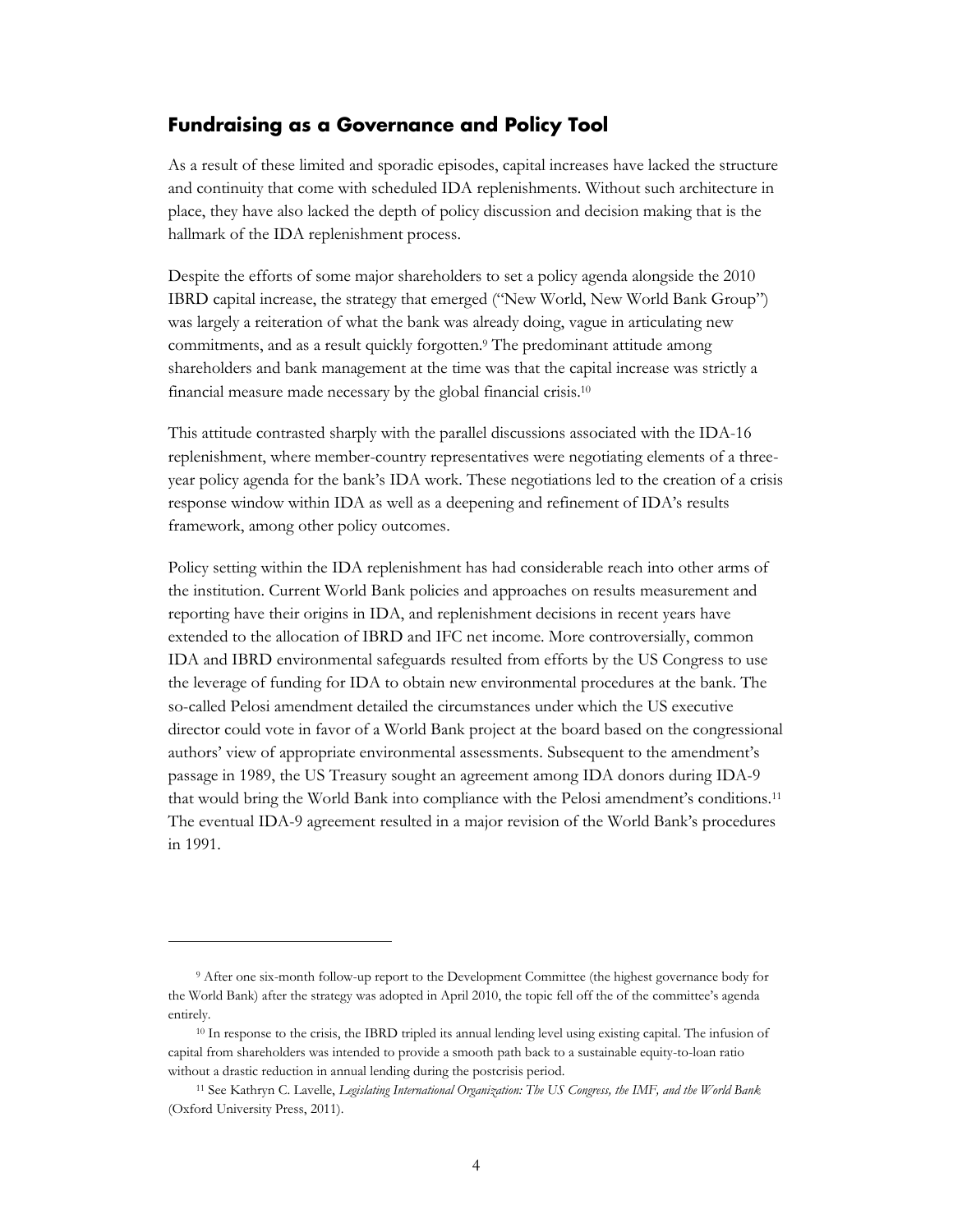## Fundraising as a Governance and Policy Tool

As a result of these limited and sporadic episodes, capital increases have lacked the structure and continuity that come with scheduled IDA replenishments. Without such architecture in place, they have also lacked the depth of policy discussion and decision making that is the hallmark of the IDA replenishment process.

Despite the efforts of some major shareholders to set a policy agenda alongside the 2010 IBRD capital increase, the strategy that emerged ("New World, New World Bank Group") was largely a reiteration of what the bank was already doing, vague in articulating new commitments, and as a result quickly forgotten.[9] The predominant attitude among shareholders and bank management at the time was that the capital increase was strictly a financial measure made necessary by the global financial crisis.[10]

This attitude contrasted sharply with the parallel discussions associated with the IDA-16 replenishment, where member-country representatives were negotiating elements of a three-year policy agenda for the bank's IDA work. These negotiations led to the creation of a crisis response window within IDA as well as a deepening and refinement of IDA's results framework, among other policy outcomes.

Policy setting within the IDA replenishment has had considerable reach into other arms of the institution. Current World Bank policies and approaches on results measurement and reporting have their origins in IDA, and replenishment decisions in recent years have extended to the allocation of IBRD and IFC net income. More controversially, common IDA and IBRD environmental safeguards resulted from efforts by the US Congress to use the leverage of funding for IDA to obtain new environmental procedures at the bank. The so-called Pelosi amendment detailed the circumstances under which the US executive director could vote in favor of a World Bank project at the board based on the congressional authors' view of appropriate environmental assessments. Subsequent to the amendment's passage in 1989, the US Treasury sought an agreement among IDA donors during IDA-9 that would bring the World Bank into compliance with the Pelosi amendment's conditions.[11] The eventual IDA-9 agreement resulted in a major revision of the World Bank's procedures in 1991.

---

[9] After one six-month follow-up report to the Development Committee (the highest governance body for the World Bank) after the strategy was adopted in April 2010, the topic fell off the of the committee's agenda entirely.

[10] In response to the crisis, the IBRD tripled its annual lending level using existing capital. The infusion of capital from shareholders was intended to provide a smooth path back to a sustainable equity-to-loan ratio without a drastic reduction in annual lending during the postcrisis period.

[11] See Kathryn C. Lavelle, *Legislating International Organization: The US Congress, the IMF, and the World Bank* (Oxford University Press, 2011).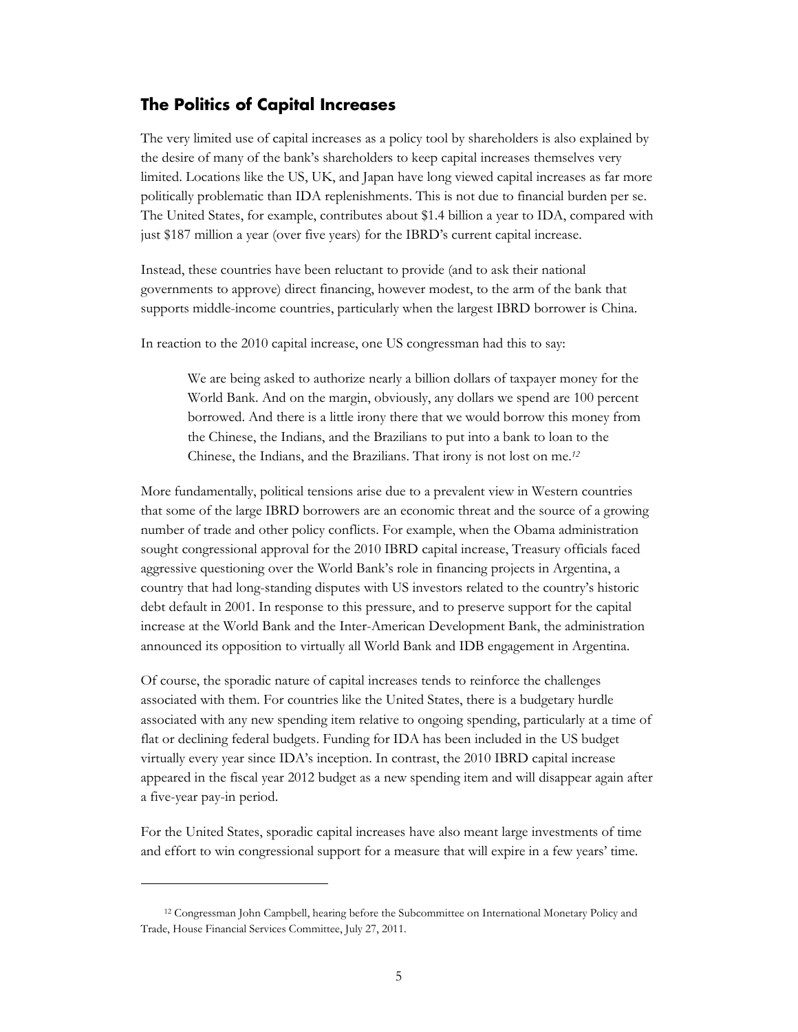## The Politics of Capital Increases

The very limited use of capital increases as a policy tool by shareholders is also explained by the desire of many of the bank's shareholders to keep capital increases themselves very limited. Locations like the US, UK, and Japan have long viewed capital increases as far more politically problematic than IDA replenishments. This is not due to financial burden per se. The United States, for example, contributes about $1.4 billion a year to IDA, compared with just $187 million a year (over five years) for the IBRD's current capital increase.

Instead, these countries have been reluctant to provide (and to ask their national governments to approve) direct financing, however modest, to the arm of the bank that supports middle-income countries, particularly when the largest IBRD borrower is China.

In reaction to the 2010 capital increase, one US congressman had this to say:

> We are being asked to authorize nearly a billion dollars of taxpayer money for the World Bank. And on the margin, obviously, any dollars we spend are 100 percent borrowed. And there is a little irony there that we would borrow this money from the Chinese, the Indians, and the Brazilians to put into a bank to loan to the Chinese, the Indians, and the Brazilians. That irony is not lost on me.[12]

More fundamentally, political tensions arise due to a prevalent view in Western countries that some of the large IBRD borrowers are an economic threat and the source of a growing number of trade and other policy conflicts. For example, when the Obama administration sought congressional approval for the 2010 IBRD capital increase, Treasury officials faced aggressive questioning over the World Bank's role in financing projects in Argentina, a country that had long-standing disputes with US investors related to the country's historic debt default in 2001. In response to this pressure, and to preserve support for the capital increase at the World Bank and the Inter-American Development Bank, the administration announced its opposition to virtually all World Bank and IDB engagement in Argentina.

Of course, the sporadic nature of capital increases tends to reinforce the challenges associated with them. For countries like the United States, there is a budgetary hurdle associated with any new spending item relative to ongoing spending, particularly at a time of flat or declining federal budgets. Funding for IDA has been included in the US budget virtually every year since IDA's inception. In contrast, the 2010 IBRD capital increase appeared in the fiscal year 2012 budget as a new spending item and will disappear again after a five-year pay-in period.

For the United States, sporadic capital increases have also meant large investments of time and effort to win congressional support for a measure that will expire in a few years' time.

[12] Congressman John Campbell, hearing before the Subcommittee on International Monetary Policy and Trade, House Financial Services Committee, July 27, 2011.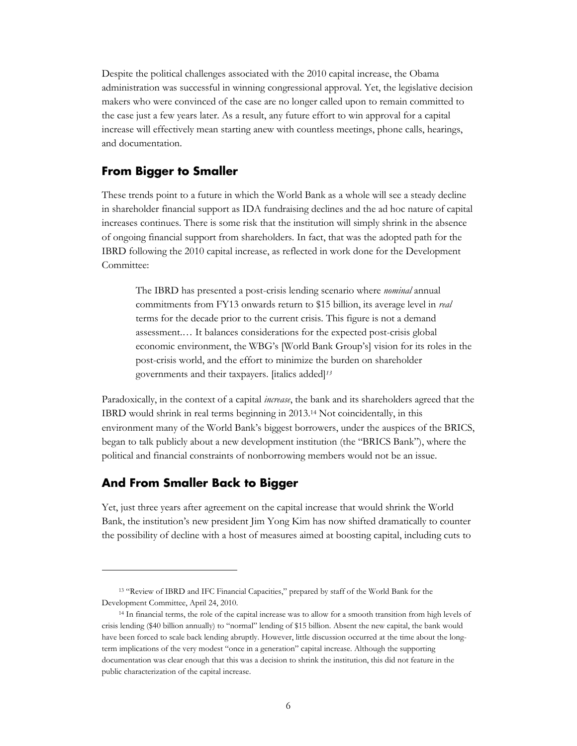Despite the political challenges associated with the 2010 capital increase, the Obama administration was successful in winning congressional approval. Yet, the legislative decision makers who were convinced of the case are no longer called upon to remain committed to the case just a few years later. As a result, any future effort to win approval for a capital increase will effectively mean starting anew with countless meetings, phone calls, hearings, and documentation.

## From Bigger to Smaller

These trends point to a future in which the World Bank as a whole will see a steady decline in shareholder financial support as IDA fundraising declines and the ad hoc nature of capital increases continues. There is some risk that the institution will simply shrink in the absence of ongoing financial support from shareholders. In fact, that was the adopted path for the IBRD following the 2010 capital increase, as reflected in work done for the Development Committee:

> The IBRD has presented a post-crisis lending scenario where *nominal* annual commitments from FY13 onwards return to $15 billion, its average level in *real* terms for the decade prior to the current crisis. This figure is not a demand assessment.… It balances considerations for the expected post-crisis global economic environment, the WBG's [World Bank Group's] vision for its roles in the post-crisis world, and the effort to minimize the burden on shareholder governments and their taxpayers. [italics added][13]

Paradoxically, in the context of a capital *increase*, the bank and its shareholders agreed that the IBRD would shrink in real terms beginning in 2013.[14] Not coincidentally, in this environment many of the World Bank's biggest borrowers, under the auspices of the BRICS, began to talk publicly about a new development institution (the "BRICS Bank"), where the political and financial constraints of nonborrowing members would not be an issue.

## And From Smaller Back to Bigger

Yet, just three years after agreement on the capital increase that would shrink the World Bank, the institution's new president Jim Yong Kim has now shifted dramatically to counter the possibility of decline with a host of measures aimed at boosting capital, including cuts to

---

[13] "Review of IBRD and IFC Financial Capacities," prepared by staff of the World Bank for the Development Committee, April 24, 2010.

[14] In financial terms, the role of the capital increase was to allow for a smooth transition from high levels of crisis lending ($40 billion annually) to "normal" lending of $15 billion. Absent the new capital, the bank would have been forced to scale back lending abruptly. However, little discussion occurred at the time about the long-term implications of the very modest "once in a generation" capital increase. Although the supporting documentation was clear enough that this was a decision to shrink the institution, this did not feature in the public characterization of the capital increase.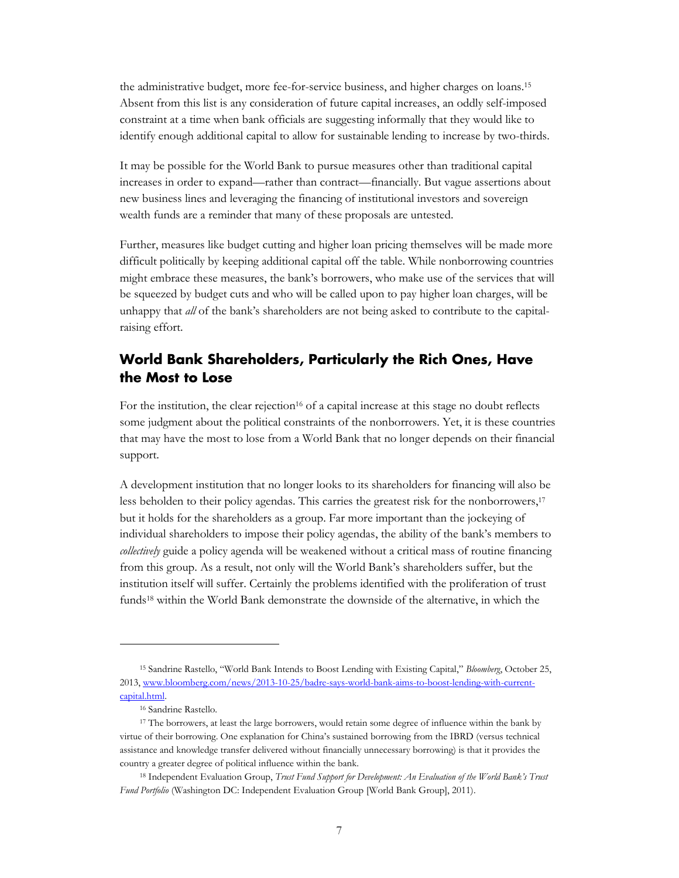the administrative budget, more fee-for-service business, and higher charges on loans.[15] Absent from this list is any consideration of future capital increases, an oddly self-imposed constraint at a time when bank officials are suggesting informally that they would like to identify enough additional capital to allow for sustainable lending to increase by two-thirds.

It may be possible for the World Bank to pursue measures other than traditional capital increases in order to expand—rather than contract—financially. But vague assertions about new business lines and leveraging the financing of institutional investors and sovereign wealth funds are a reminder that many of these proposals are untested.

Further, measures like budget cutting and higher loan pricing themselves will be made more difficult politically by keeping additional capital off the table. While nonborrowing countries might embrace these measures, the bank's borrowers, who make use of the services that will be squeezed by budget cuts and who will be called upon to pay higher loan charges, will be unhappy that *all* of the bank's shareholders are not being asked to contribute to the capital-raising effort.

## World Bank Shareholders, Particularly the Rich Ones, Have the Most to Lose

For the institution, the clear rejection[16] of a capital increase at this stage no doubt reflects some judgment about the political constraints of the nonborrowers. Yet, it is these countries that may have the most to lose from a World Bank that no longer depends on their financial support.

A development institution that no longer looks to its shareholders for financing will also be less beholden to their policy agendas. This carries the greatest risk for the nonborrowers,[17] but it holds for the shareholders as a group. Far more important than the jockeying of individual shareholders to impose their policy agendas, the ability of the bank's members to *collectively* guide a policy agenda will be weakened without a critical mass of routine financing from this group. As a result, not only will the World Bank's shareholders suffer, but the institution itself will suffer. Certainly the problems identified with the proliferation of trust funds[18] within the World Bank demonstrate the downside of the alternative, in which the

---

[15] Sandrine Rastello, "World Bank Intends to Boost Lending with Existing Capital," *Bloomberg*, October 25, 2013, www.bloomberg.com/news/2013-10-25/badre-says-world-bank-aims-to-boost-lending-with-current-capital.html.

[16] Sandrine Rastello.

[17] The borrowers, at least the large borrowers, would retain some degree of influence within the bank by virtue of their borrowing. One explanation for China's sustained borrowing from the IBRD (versus technical assistance and knowledge transfer delivered without financially unnecessary borrowing) is that it provides the country a greater degree of political influence within the bank.

[18] Independent Evaluation Group, *Trust Fund Support for Development: An Evaluation of the World Bank's Trust Fund Portfolio* (Washington DC: Independent Evaluation Group [World Bank Group], 2011).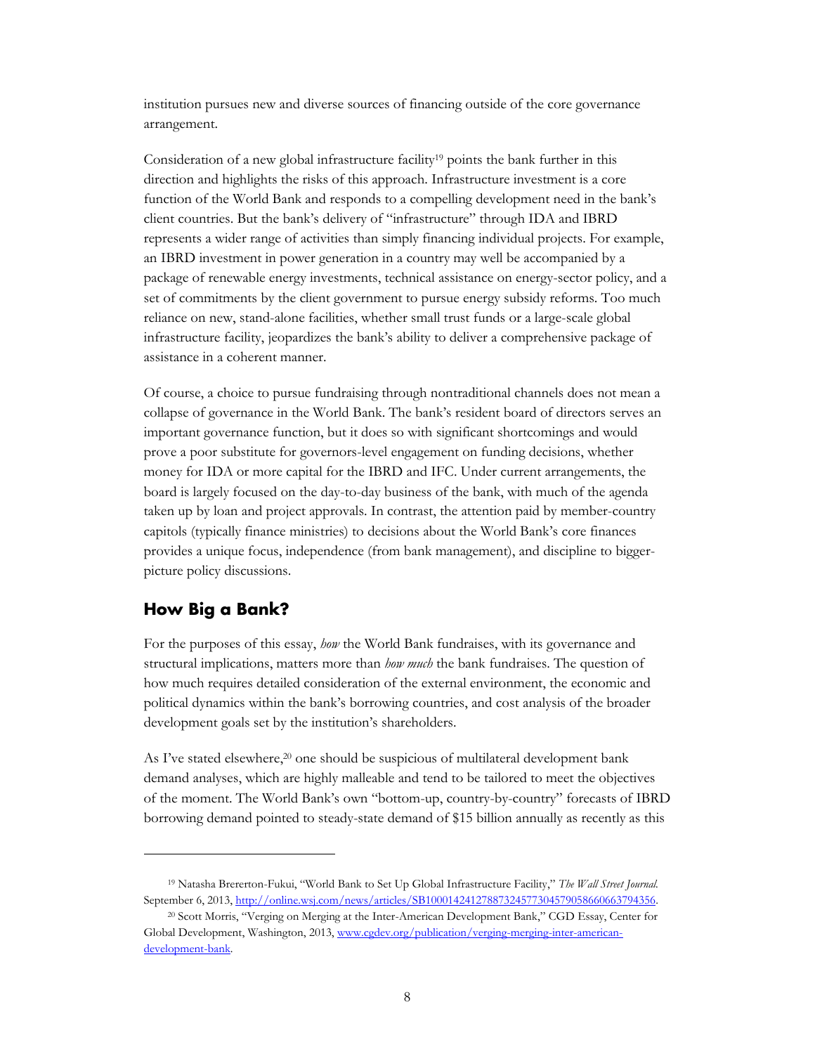institution pursues new and diverse sources of financing outside of the core governance arrangement.

Consideration of a new global infrastructure facility[19] points the bank further in this direction and highlights the risks of this approach. Infrastructure investment is a core function of the World Bank and responds to a compelling development need in the bank's client countries. But the bank's delivery of "infrastructure" through IDA and IBRD represents a wider range of activities than simply financing individual projects. For example, an IBRD investment in power generation in a country may well be accompanied by a package of renewable energy investments, technical assistance on energy-sector policy, and a set of commitments by the client government to pursue energy subsidy reforms. Too much reliance on new, stand-alone facilities, whether small trust funds or a large-scale global infrastructure facility, jeopardizes the bank's ability to deliver a comprehensive package of assistance in a coherent manner.

Of course, a choice to pursue fundraising through nontraditional channels does not mean a collapse of governance in the World Bank. The bank's resident board of directors serves an important governance function, but it does so with significant shortcomings and would prove a poor substitute for governors-level engagement on funding decisions, whether money for IDA or more capital for the IBRD and IFC. Under current arrangements, the board is largely focused on the day-to-day business of the bank, with much of the agenda taken up by loan and project approvals. In contrast, the attention paid by member-country capitols (typically finance ministries) to decisions about the World Bank's core finances provides a unique focus, independence (from bank management), and discipline to bigger-picture policy discussions.

## How Big a Bank?

For the purposes of this essay, *how* the World Bank fundraises, with its governance and structural implications, matters more than *how much* the bank fundraises. The question of how much requires detailed consideration of the external environment, the economic and political dynamics within the bank's borrowing countries, and cost analysis of the broader development goals set by the institution's shareholders.

As I've stated elsewhere,[20] one should be suspicious of multilateral development bank demand analyses, which are highly malleable and tend to be tailored to meet the objectives of the moment. The World Bank's own "bottom-up, country-by-country" forecasts of IBRD borrowing demand pointed to steady-state demand of $15 billion annually as recently as this

---

[19] Natasha Brererton-Fukui, "World Bank to Set Up Global Infrastructure Facility," *The Wall Street Journal.* September 6, 2013, http://online.wsj.com/news/articles/SB10001424127887324577304579058660663794356.

[20] Scott Morris, "Verging on Merging at the Inter-American Development Bank," CGD Essay, Center for Global Development, Washington, 2013, www.cgdev.org/publication/verging-merging-inter-american-development-bank.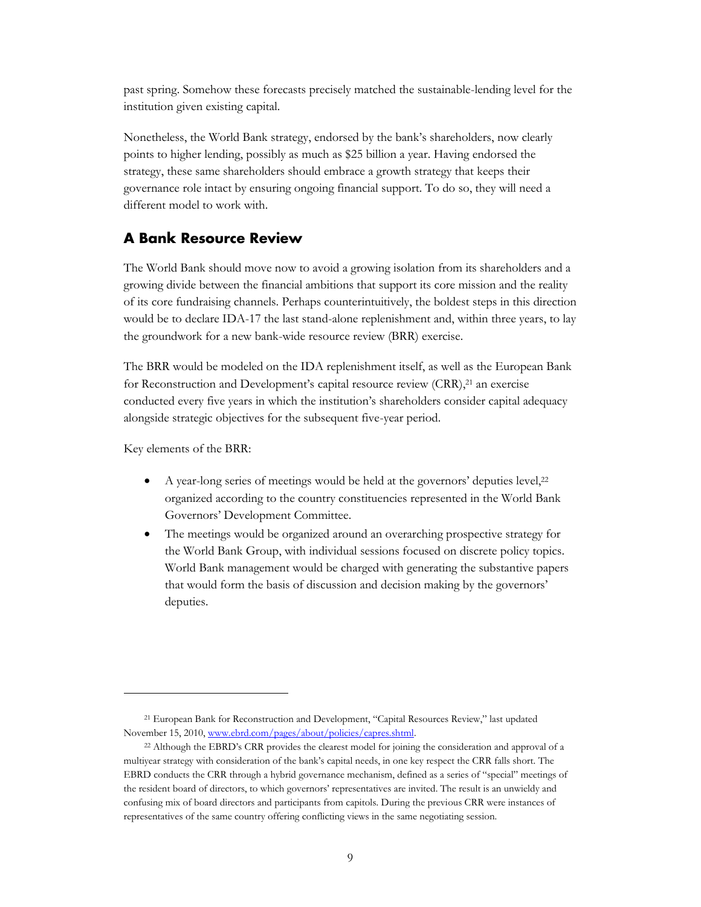past spring. Somehow these forecasts precisely matched the sustainable-lending level for the institution given existing capital.

Nonetheless, the World Bank strategy, endorsed by the bank's shareholders, now clearly points to higher lending, possibly as much as $25 billion a year. Having endorsed the strategy, these same shareholders should embrace a growth strategy that keeps their governance role intact by ensuring ongoing financial support. To do so, they will need a different model to work with.

## A Bank Resource Review

The World Bank should move now to avoid a growing isolation from its shareholders and a growing divide between the financial ambitions that support its core mission and the reality of its core fundraising channels. Perhaps counterintuitively, the boldest steps in this direction would be to declare IDA-17 the last stand-alone replenishment and, within three years, to lay the groundwork for a new bank-wide resource review (BRR) exercise.

The BRR would be modeled on the IDA replenishment itself, as well as the European Bank for Reconstruction and Development's capital resource review (CRR),[21] an exercise conducted every five years in which the institution's shareholders consider capital adequacy alongside strategic objectives for the subsequent five-year period.

Key elements of the BRR:

- A year-long series of meetings would be held at the governors' deputies level,[22] organized according to the country constituencies represented in the World Bank Governors' Development Committee.
- The meetings would be organized around an overarching prospective strategy for the World Bank Group, with individual sessions focused on discrete policy topics. World Bank management would be charged with generating the substantive papers that would form the basis of discussion and decision making by the governors' deputies.

---

[21] European Bank for Reconstruction and Development, "Capital Resources Review," last updated November 15, 2010, www.ebrd.com/pages/about/policies/capres.shtml.

[22] Although the EBRD's CRR provides the clearest model for joining the consideration and approval of a multiyear strategy with consideration of the bank's capital needs, in one key respect the CRR falls short. The EBRD conducts the CRR through a hybrid governance mechanism, defined as a series of "special" meetings of the resident board of directors, to which governors' representatives are invited. The result is an unwieldy and confusing mix of board directors and participants from capitols. During the previous CRR were instances of representatives of the same country offering conflicting views in the same negotiating session.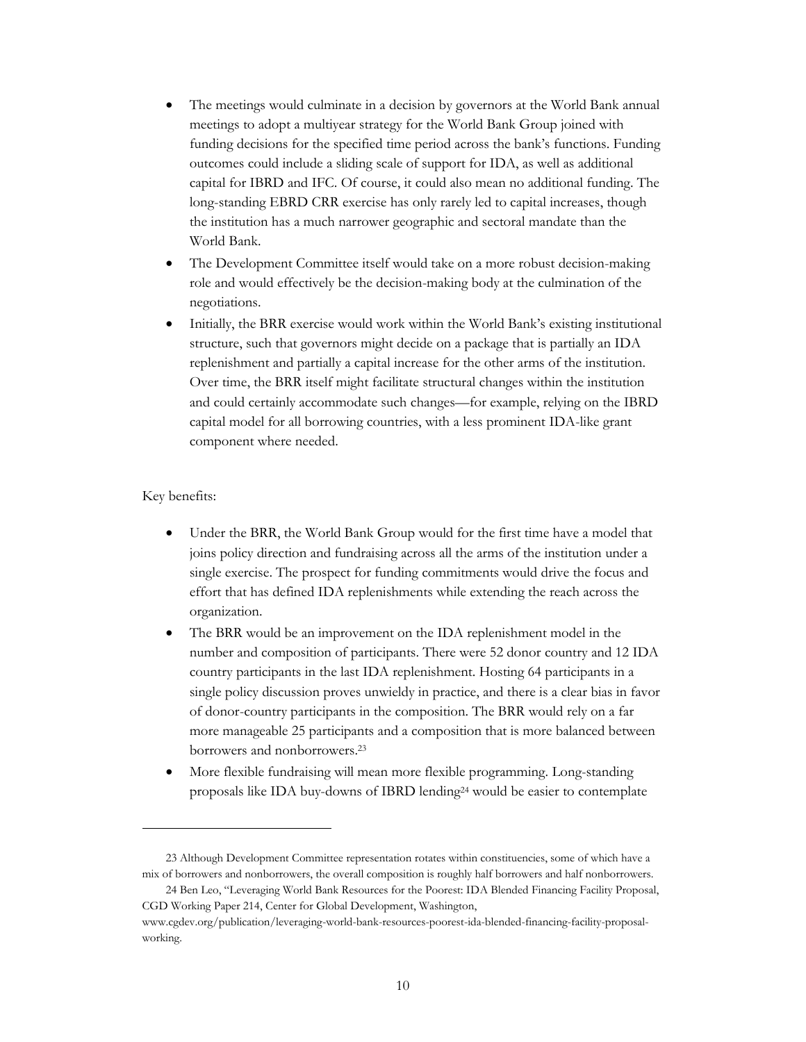- The meetings would culminate in a decision by governors at the World Bank annual meetings to adopt a multiyear strategy for the World Bank Group joined with funding decisions for the specified time period across the bank's functions. Funding outcomes could include a sliding scale of support for IDA, as well as additional capital for IBRD and IFC. Of course, it could also mean no additional funding. The long-standing EBRD CRR exercise has only rarely led to capital increases, though the institution has a much narrower geographic and sectoral mandate than the World Bank.
- The Development Committee itself would take on a more robust decision-making role and would effectively be the decision-making body at the culmination of the negotiations.
- Initially, the BRR exercise would work within the World Bank's existing institutional structure, such that governors might decide on a package that is partially an IDA replenishment and partially a capital increase for the other arms of the institution. Over time, the BRR itself might facilitate structural changes within the institution and could certainly accommodate such changes—for example, relying on the IBRD capital model for all borrowing countries, with a less prominent IDA-like grant component where needed.

Key benefits:

- Under the BRR, the World Bank Group would for the first time have a model that joins policy direction and fundraising across all the arms of the institution under a single exercise. The prospect for funding commitments would drive the focus and effort that has defined IDA replenishments while extending the reach across the organization.
- The BRR would be an improvement on the IDA replenishment model in the number and composition of participants. There were 52 donor country and 12 IDA country participants in the last IDA replenishment. Hosting 64 participants in a single policy discussion proves unwieldy in practice, and there is a clear bias in favor of donor-country participants in the composition. The BRR would rely on a far more manageable 25 participants and a composition that is more balanced between borrowers and nonborrowers.[23]
- More flexible fundraising will mean more flexible programming. Long-standing proposals like IDA buy-downs of IBRD lending[24] would be easier to contemplate

23 Although Development Committee representation rotates within constituencies, some of which have a mix of borrowers and nonborrowers, the overall composition is roughly half borrowers and half nonborrowers.

24 Ben Leo, "Leveraging World Bank Resources for the Poorest: IDA Blended Financing Facility Proposal, CGD Working Paper 214, Center for Global Development, Washington, www.cgdev.org/publication/leveraging-world-bank-resources-poorest-ida-blended-financing-facility-proposal-working.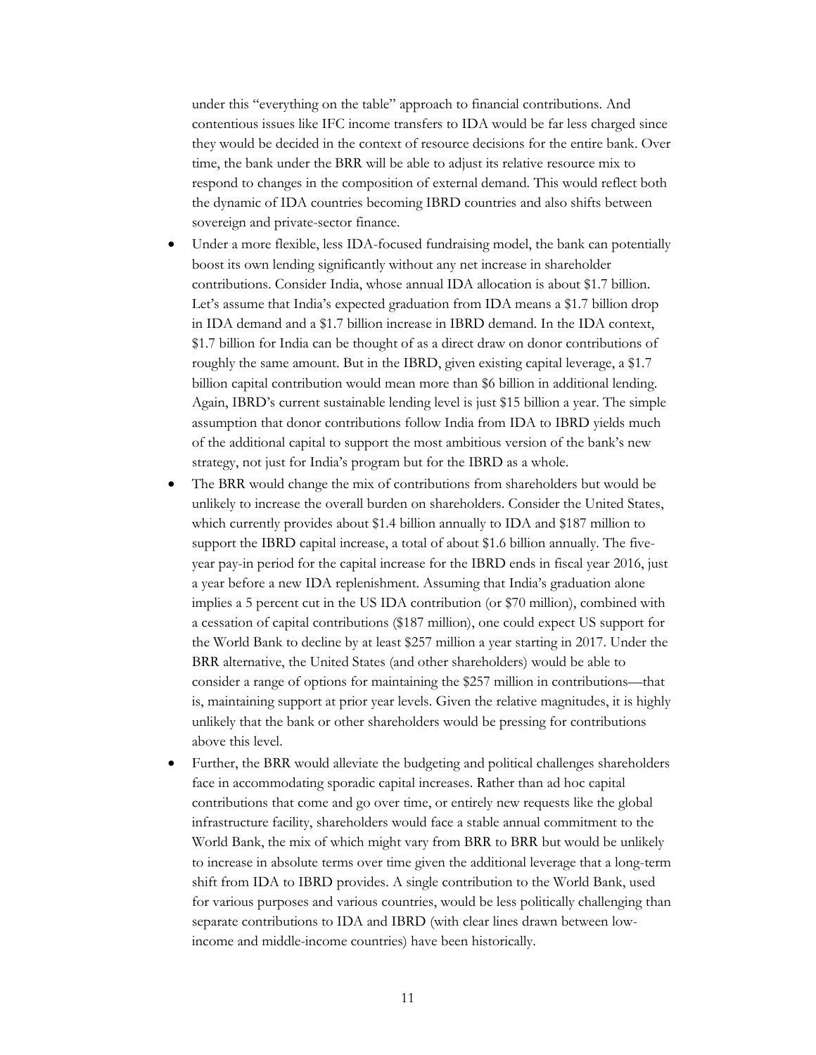under this "everything on the table" approach to financial contributions. And contentious issues like IFC income transfers to IDA would be far less charged since they would be decided in the context of resource decisions for the entire bank. Over time, the bank under the BRR will be able to adjust its relative resource mix to respond to changes in the composition of external demand. This would reflect both the dynamic of IDA countries becoming IBRD countries and also shifts between sovereign and private-sector finance.

- Under a more flexible, less IDA-focused fundraising model, the bank can potentially boost its own lending significantly without any net increase in shareholder contributions. Consider India, whose annual IDA allocation is about $1.7 billion. Let's assume that India's expected graduation from IDA means a $1.7 billion drop in IDA demand and a $1.7 billion increase in IBRD demand. In the IDA context, $1.7 billion for India can be thought of as a direct draw on donor contributions of roughly the same amount. But in the IBRD, given existing capital leverage, a $1.7 billion capital contribution would mean more than $6 billion in additional lending. Again, IBRD's current sustainable lending level is just $15 billion a year. The simple assumption that donor contributions follow India from IDA to IBRD yields much of the additional capital to support the most ambitious version of the bank's new strategy, not just for India's program but for the IBRD as a whole.
- The BRR would change the mix of contributions from shareholders but would be unlikely to increase the overall burden on shareholders. Consider the United States, which currently provides about $1.4 billion annually to IDA and $187 million to support the IBRD capital increase, a total of about $1.6 billion annually. The five-year pay-in period for the capital increase for the IBRD ends in fiscal year 2016, just a year before a new IDA replenishment. Assuming that India's graduation alone implies a 5 percent cut in the US IDA contribution (or $70 million), combined with a cessation of capital contributions ($187 million), one could expect US support for the World Bank to decline by at least $257 million a year starting in 2017. Under the BRR alternative, the United States (and other shareholders) would be able to consider a range of options for maintaining the $257 million in contributions—that is, maintaining support at prior year levels. Given the relative magnitudes, it is highly unlikely that the bank or other shareholders would be pressing for contributions above this level.
- Further, the BRR would alleviate the budgeting and political challenges shareholders face in accommodating sporadic capital increases. Rather than ad hoc capital contributions that come and go over time, or entirely new requests like the global infrastructure facility, shareholders would face a stable annual commitment to the World Bank, the mix of which might vary from BRR to BRR but would be unlikely to increase in absolute terms over time given the additional leverage that a long-term shift from IDA to IBRD provides. A single contribution to the World Bank, used for various purposes and various countries, would be less politically challenging than separate contributions to IDA and IBRD (with clear lines drawn between low-income and middle-income countries) have been historically.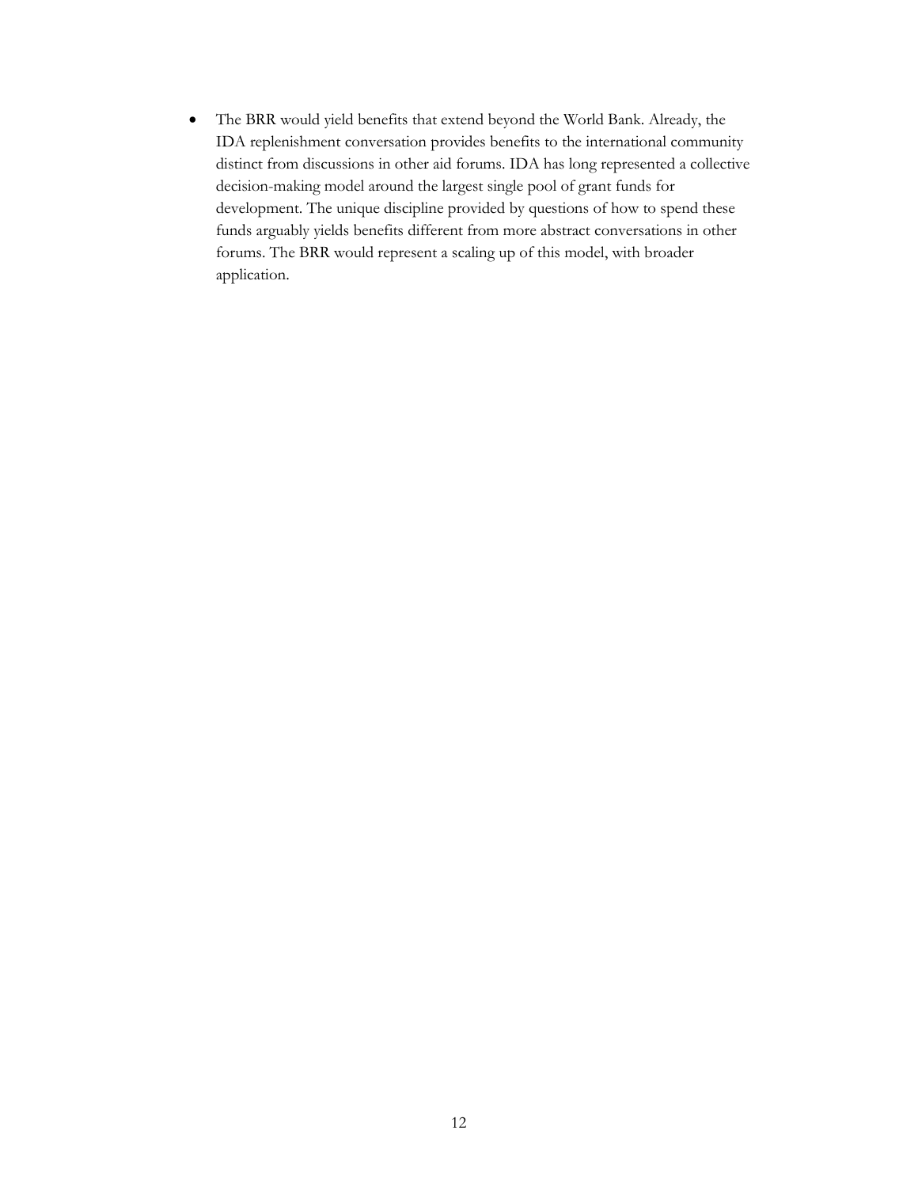- The BRR would yield benefits that extend beyond the World Bank. Already, the IDA replenishment conversation provides benefits to the international community distinct from discussions in other aid forums. IDA has long represented a collective decision-making model around the largest single pool of grant funds for development. The unique discipline provided by questions of how to spend these funds arguably yields benefits different from more abstract conversations in other forums. The BRR would represent a scaling up of this model, with broader application.